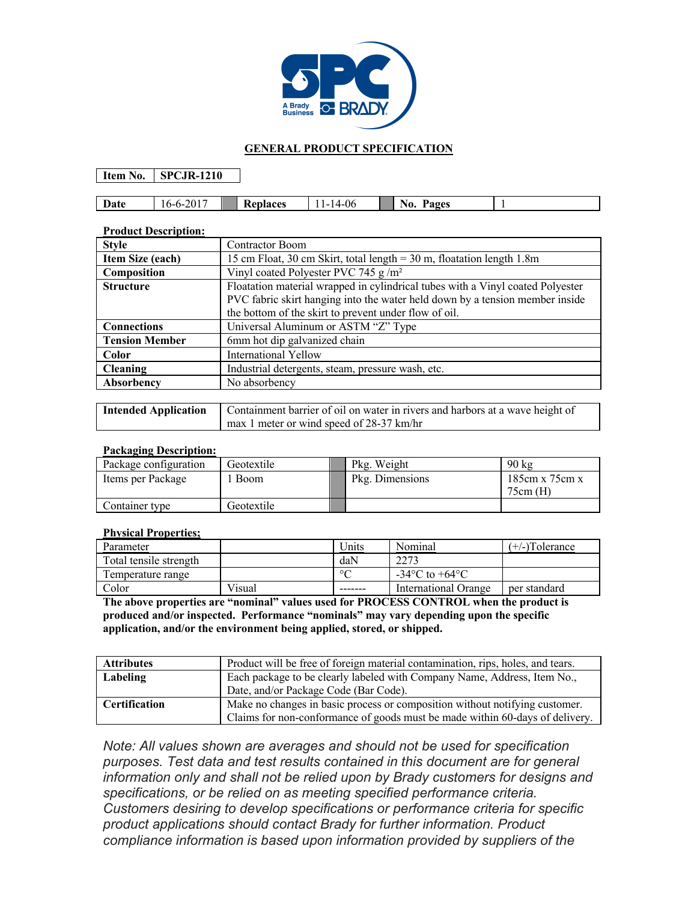## GENERAL PRODUCT SPECIFICATION

| **Item No.** | **SPCJR-1210** |
|---|---|

| **Date** | 16-6-2017 | | **Replaces** | 11-14-06 | | **No. Pages** | 1 |
|---|---|---|---|---|---|---|---|

**Product Description:**

| **Style** | Contractor Boom |
|---|---|
| **Item Size (each)** | 15 cm Float, 30 cm Skirt, total length = 30 m, floatation length 1.8m |
| **Composition** | Vinyl coated Polyester PVC 745 g /m² |
| **Structure** | Floatation material wrapped in cylindrical tubes with a Vinyl coated Polyester PVC fabric skirt hanging into the water held down by a tension member inside the bottom of the skirt to prevent under flow of oil. |
| **Connections** | Universal Aluminum or ASTM "Z" Type |
| **Tension Member** | 6mm hot dip galvanized chain |
| **Color** | International Yellow |
| **Cleaning** | Industrial detergents, steam, pressure wash, etc. |
| **Absorbency** | No absorbency |

| **Intended Application** | Containment barrier of oil on water in rivers and harbors at a wave height of max 1 meter or wind speed of 28-37 km/hr |
|---|---|

**Packaging Description:**

| Package configuration | Geotextile | | Pkg. Weight | 90 kg |
|---|---|---|---|---|
| Items per Package | 1 Boom | | Pkg. Dimensions | 185cm x 75cm x 75cm (H) |
| Container type | Geotextile | | | |

**Physical Properties;**

| Parameter | | Units | Nominal | (+/-)Tolerance |
|---|---|---|---|---|
| Total tensile strength | | daN | 2273 | |
| Temperature range | | °C | -34°C to +64°C | |
| Color | Visual | ------- | International Orange | per standard |

**The above properties are "nominal" values used for PROCESS CONTROL when the product is produced and/or inspected. Performance "nominals" may vary depending upon the specific application, and/or the environment being applied, stored, or shipped.**

| **Attributes** | Product will be free of foreign material contamination, rips, holes, and tears. |
|---|---|
| **Labeling** | Each package to be clearly labeled with Company Name, Address, Item No., Date, and/or Package Code (Bar Code). |
| **Certification** | Make no changes in basic process or composition without notifying customer. Claims for non-conformance of goods must be made within 60-days of delivery. |

*Note: All values shown are averages and should not be used for specification purposes. Test data and test results contained in this document are for general information only and shall not be relied upon by Brady customers for designs and specifications, or be relied on as meeting specified performance criteria. Customers desiring to develop specifications or performance criteria for specific product applications should contact Brady for further information. Product compliance information is based upon information provided by suppliers of the*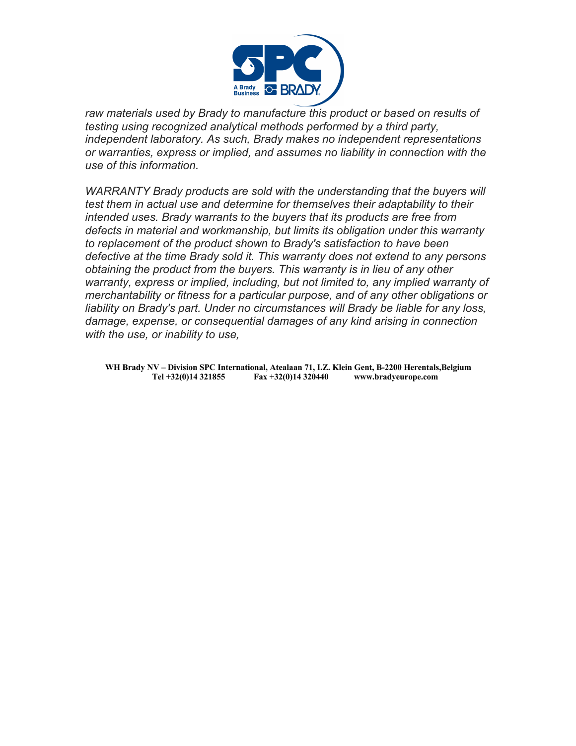*raw materials used by Brady to manufacture this product or based on results of testing using recognized analytical methods performed by a third party, independent laboratory. As such, Brady makes no independent representations or warranties, express or implied, and assumes no liability in connection with the use of this information.*

*WARRANTY Brady products are sold with the understanding that the buyers will test them in actual use and determine for themselves their adaptability to their intended uses. Brady warrants to the buyers that its products are free from defects in material and workmanship, but limits its obligation under this warranty to replacement of the product shown to Brady's satisfaction to have been defective at the time Brady sold it. This warranty does not extend to any persons obtaining the product from the buyers. This warranty is in lieu of any other warranty, express or implied, including, but not limited to, any implied warranty of merchantability or fitness for a particular purpose, and of any other obligations or liability on Brady's part. Under no circumstances will Brady be liable for any loss, damage, expense, or consequential damages of any kind arising in connection with the use, or inability to use,*

**WH Brady NV – Division SPC International, Atealaan 71, I.Z. Klein Gent, B-2200 Herentals,Belgium**
**Tel +32(0)14 321855 Fax +32(0)14 320440 www.bradyeurope.com**